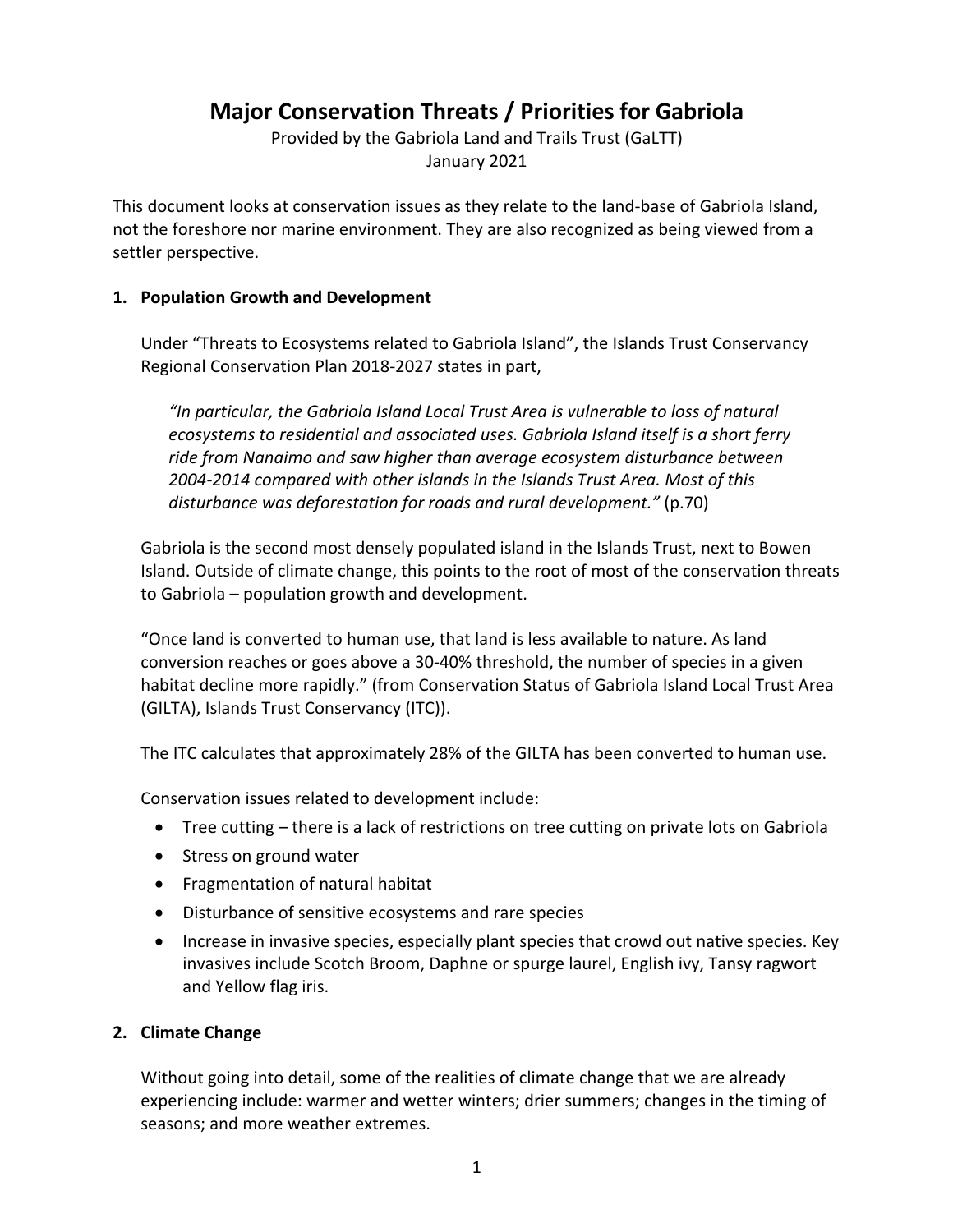# Major Conservation Threats / Priorities for Gabriola

Provided by the Gabriola Land and Trails Trust (GaLTT)
January 2021

This document looks at conservation issues as they relate to the land-base of Gabriola Island, not the foreshore nor marine environment. They are also recognized as being viewed from a settler perspective.

## 1. Population Growth and Development

Under "Threats to Ecosystems related to Gabriola Island", the Islands Trust Conservancy Regional Conservation Plan 2018-2027 states in part,

> *"In particular, the Gabriola Island Local Trust Area is vulnerable to loss of natural ecosystems to residential and associated uses. Gabriola Island itself is a short ferry ride from Nanaimo and saw higher than average ecosystem disturbance between 2004-2014 compared with other islands in the Islands Trust Area. Most of this disturbance was deforestation for roads and rural development."* (p.70)

Gabriola is the second most densely populated island in the Islands Trust, next to Bowen Island. Outside of climate change, this points to the root of most of the conservation threats to Gabriola – population growth and development.

"Once land is converted to human use, that land is less available to nature. As land conversion reaches or goes above a 30-40% threshold, the number of species in a given habitat decline more rapidly." (from Conservation Status of Gabriola Island Local Trust Area (GILTA), Islands Trust Conservancy (ITC)).

The ITC calculates that approximately 28% of the GILTA has been converted to human use.

Conservation issues related to development include:

- Tree cutting – there is a lack of restrictions on tree cutting on private lots on Gabriola
- Stress on ground water
- Fragmentation of natural habitat
- Disturbance of sensitive ecosystems and rare species
- Increase in invasive species, especially plant species that crowd out native species. Key invasives include Scotch Broom, Daphne or spurge laurel, English ivy, Tansy ragwort and Yellow flag iris.

## 2. Climate Change

Without going into detail, some of the realities of climate change that we are already experiencing include: warmer and wetter winters; drier summers; changes in the timing of seasons; and more weather extremes.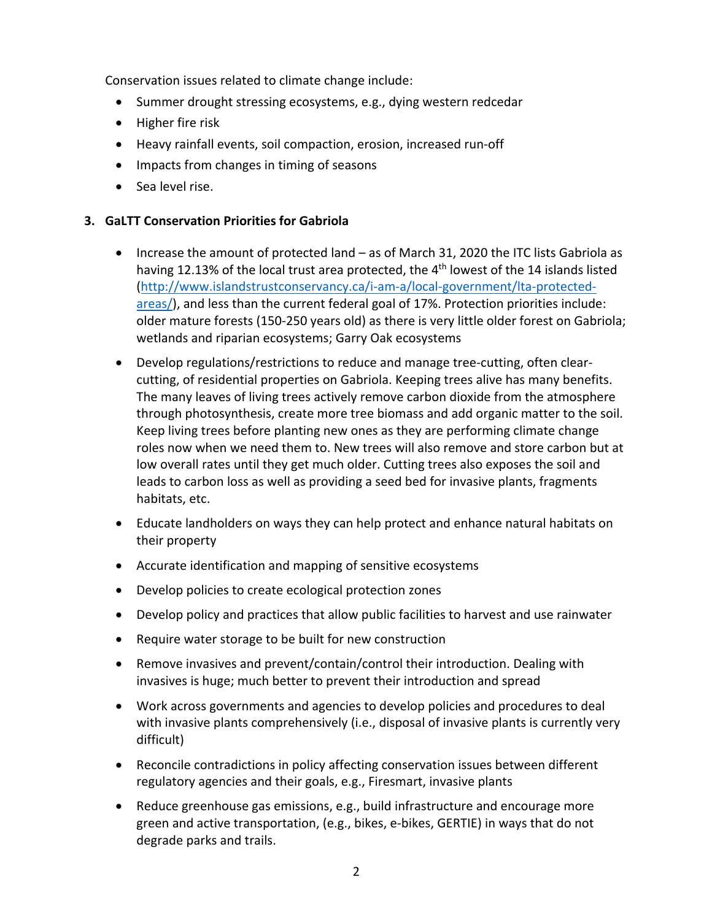Conservation issues related to climate change include:

- Summer drought stressing ecosystems, e.g., dying western redcedar
- Higher fire risk
- Heavy rainfall events, soil compaction, erosion, increased run-off
- Impacts from changes in timing of seasons
- Sea level rise.

## 3. GaLTT Conservation Priorities for Gabriola

- Increase the amount of protected land – as of March 31, 2020 the ITC lists Gabriola as having 12.13% of the local trust area protected, the 4th lowest of the 14 islands listed (http://www.islandstrustconservancy.ca/i-am-a/local-government/lta-protected-areas/), and less than the current federal goal of 17%. Protection priorities include: older mature forests (150-250 years old) as there is very little older forest on Gabriola; wetlands and riparian ecosystems; Garry Oak ecosystems
- Develop regulations/restrictions to reduce and manage tree-cutting, often clear-cutting, of residential properties on Gabriola. Keeping trees alive has many benefits. The many leaves of living trees actively remove carbon dioxide from the atmosphere through photosynthesis, create more tree biomass and add organic matter to the soil. Keep living trees before planting new ones as they are performing climate change roles now when we need them to. New trees will also remove and store carbon but at low overall rates until they get much older. Cutting trees also exposes the soil and leads to carbon loss as well as providing a seed bed for invasive plants, fragments habitats, etc.
- Educate landholders on ways they can help protect and enhance natural habitats on their property
- Accurate identification and mapping of sensitive ecosystems
- Develop policies to create ecological protection zones
- Develop policy and practices that allow public facilities to harvest and use rainwater
- Require water storage to be built for new construction
- Remove invasives and prevent/contain/control their introduction. Dealing with invasives is huge; much better to prevent their introduction and spread
- Work across governments and agencies to develop policies and procedures to deal with invasive plants comprehensively (i.e., disposal of invasive plants is currently very difficult)
- Reconcile contradictions in policy affecting conservation issues between different regulatory agencies and their goals, e.g., Firesmart, invasive plants
- Reduce greenhouse gas emissions, e.g., build infrastructure and encourage more green and active transportation, (e.g., bikes, e-bikes, GERTIE) in ways that do not degrade parks and trails.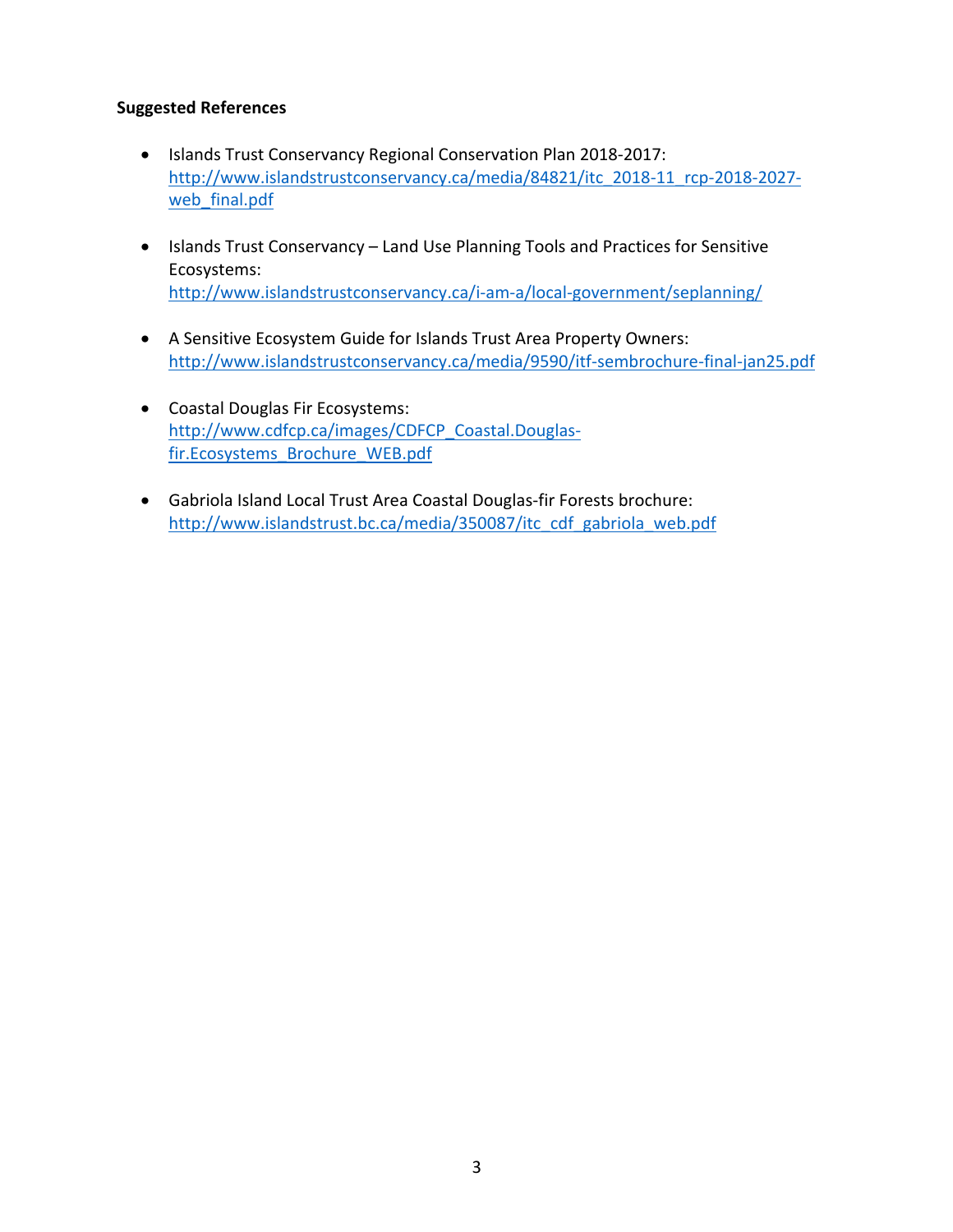**Suggested References**

- Islands Trust Conservancy Regional Conservation Plan 2018-2017: http://www.islandstrustconservancy.ca/media/84821/itc_2018-11_rcp-2018-2027-web_final.pdf

- Islands Trust Conservancy – Land Use Planning Tools and Practices for Sensitive Ecosystems: http://www.islandstrustconservancy.ca/i-am-a/local-government/seplanning/

- A Sensitive Ecosystem Guide for Islands Trust Area Property Owners: http://www.islandstrustconservancy.ca/media/9590/itf-sembrochure-final-jan25.pdf

- Coastal Douglas Fir Ecosystems: http://www.cdfcp.ca/images/CDFCP_Coastal.Douglas-fir.Ecosystems_Brochure_WEB.pdf

- Gabriola Island Local Trust Area Coastal Douglas-fir Forests brochure: http://www.islandstrust.bc.ca/media/350087/itc_cdf_gabriola_web.pdf